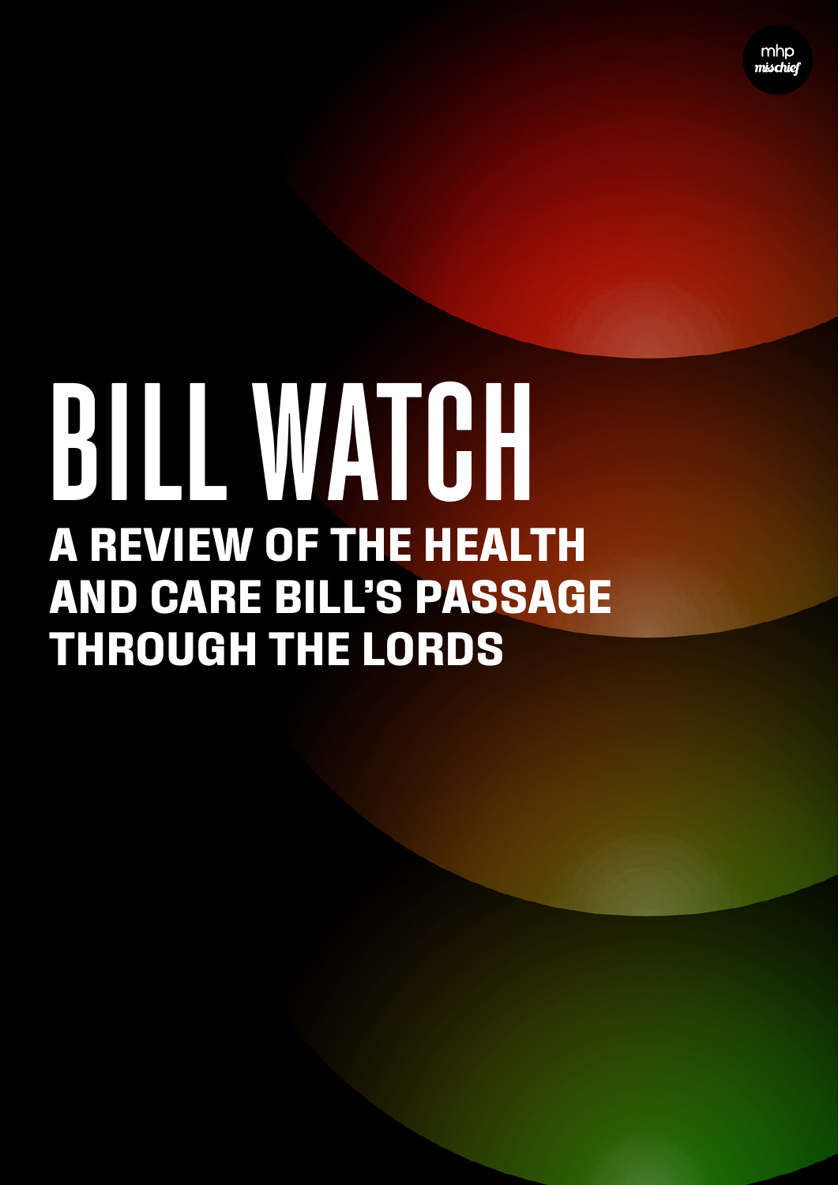mhp mischief

# BILL WATCH

## A REVIEW OF THE HEALTH AND CARE BILL'S PASSAGE THROUGH THE LORDS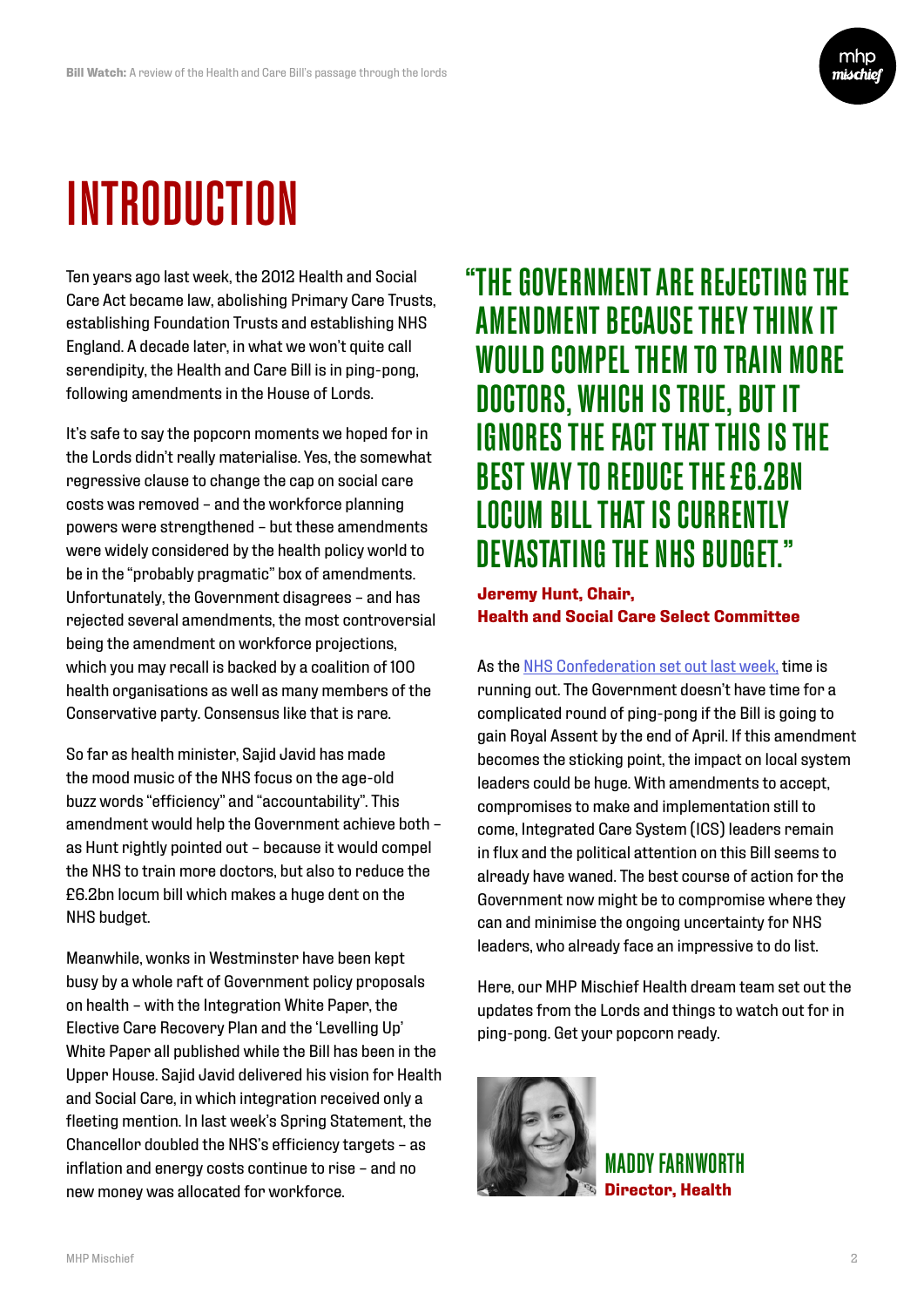# INTRODUCTION

Ten years ago last week, the 2012 Health and Social Care Act became law, abolishing Primary Care Trusts, establishing Foundation Trusts and establishing NHS England. A decade later, in what we won't quite call serendipity, the Health and Care Bill is in ping-pong, following amendments in the House of Lords.

It's safe to say the popcorn moments we hoped for in the Lords didn't really materialise. Yes, the somewhat regressive clause to change the cap on social care costs was removed – and the workforce planning powers were strengthened – but these amendments were widely considered by the health policy world to be in the "probably pragmatic" box of amendments. Unfortunately, the Government disagrees – and has rejected several amendments, the most controversial being the amendment on workforce projections, which you may recall is backed by a coalition of 100 health organisations as well as many members of the Conservative party. Consensus like that is rare.

So far as health minister, Sajid Javid has made the mood music of the NHS focus on the age-old buzz words "efficiency" and "accountability". This amendment would help the Government achieve both – as Hunt rightly pointed out – because it would compel the NHS to train more doctors, but also to reduce the £6.2bn locum bill which makes a huge dent on the NHS budget.

Meanwhile, wonks in Westminster have been kept busy by a whole raft of Government policy proposals on health – with the Integration White Paper, the Elective Care Recovery Plan and the 'Levelling Up' White Paper all published while the Bill has been in the Upper House. Sajid Javid delivered his vision for Health and Social Care, in which integration received only a fleeting mention. In last week's Spring Statement, the Chancellor doubled the NHS's efficiency targets – as inflation and energy costs continue to rise – and no new money was allocated for workforce.

> "THE GOVERNMENT ARE REJECTING THE AMENDMENT BECAUSE THEY THINK IT WOULD COMPEL THEM TO TRAIN MORE DOCTORS, WHICH IS TRUE, BUT IT IGNORES THE FACT THAT THIS IS THE BEST WAY TO REDUCE THE £6.2BN LOCUM BILL THAT IS CURRENTLY DEVASTATING THE NHS BUDGET."
>
> **Jeremy Hunt, Chair, Health and Social Care Select Committee**

As the [NHS Confederation set out last week,](#) time is running out. The Government doesn't have time for a complicated round of ping-pong if the Bill is going to gain Royal Assent by the end of April. If this amendment becomes the sticking point, the impact on local system leaders could be huge. With amendments to accept, compromises to make and implementation still to come, Integrated Care System (ICS) leaders remain in flux and the political attention on this Bill seems to already have waned. The best course of action for the Government now might be to compromise where they can and minimise the ongoing uncertainty for NHS leaders, who already face an impressive to do list.

Here, our MHP Mischief Health dream team set out the updates from the Lords and things to watch out for in ping-pong. Get your popcorn ready.

**MADDY FARNWORTH**
**Director, Health**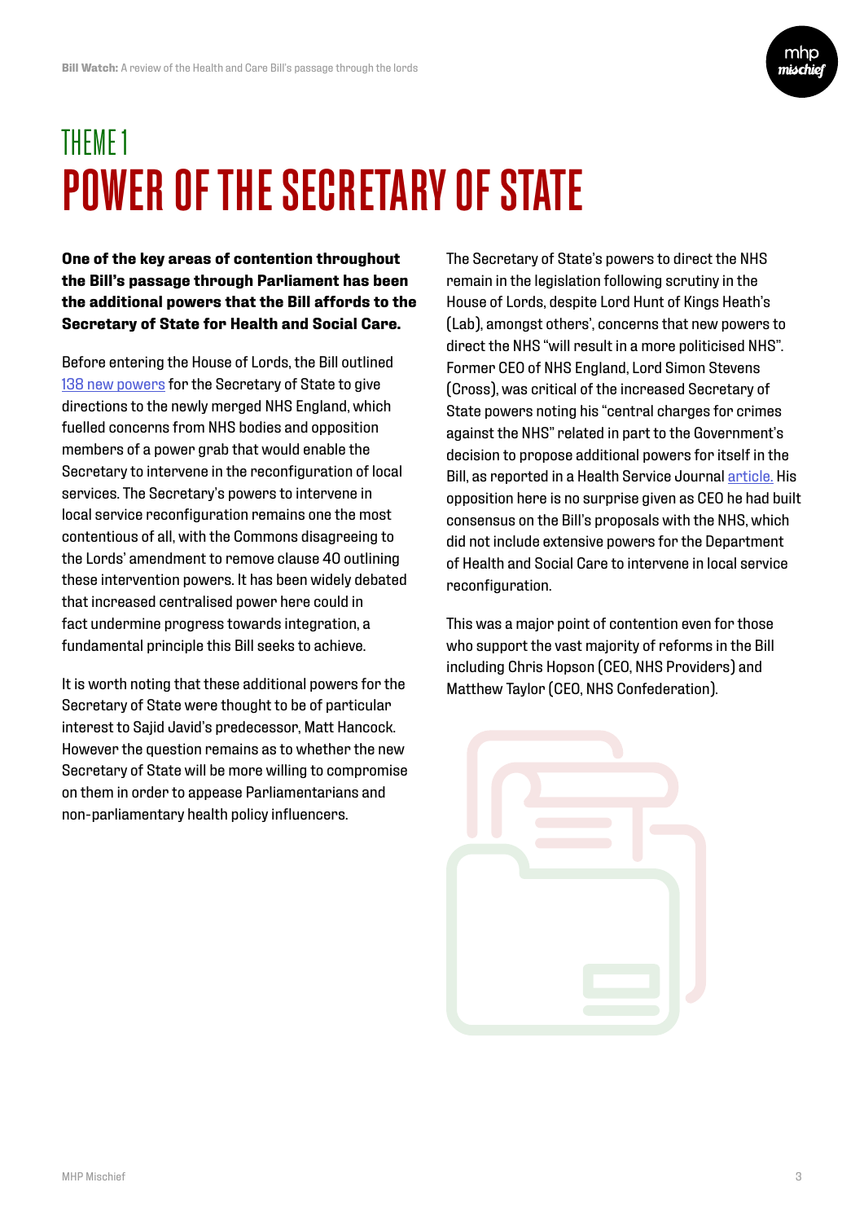## THEME 1

# POWER OF THE SECRETARY OF STATE

**One of the key areas of contention throughout the Bill's passage through Parliament has been the additional powers that the Bill affords to the Secretary of State for Health and Social Care.**

Before entering the House of Lords, the Bill outlined 138 new powers for the Secretary of State to give directions to the newly merged NHS England, which fuelled concerns from NHS bodies and opposition members of a power grab that would enable the Secretary to intervene in the reconfiguration of local services. The Secretary's powers to intervene in local service reconfiguration remains one the most contentious of all, with the Commons disagreeing to the Lords' amendment to remove clause 40 outlining these intervention powers. It has been widely debated that increased centralised power here could in fact undermine progress towards integration, a fundamental principle this Bill seeks to achieve.

It is worth noting that these additional powers for the Secretary of State were thought to be of particular interest to Sajid Javid's predecessor, Matt Hancock. However the question remains as to whether the new Secretary of State will be more willing to compromise on them in order to appease Parliamentarians and non-parliamentary health policy influencers.

The Secretary of State's powers to direct the NHS remain in the legislation following scrutiny in the House of Lords, despite Lord Hunt of Kings Heath's (Lab), amongst others', concerns that new powers to direct the NHS "will result in a more politicised NHS". Former CEO of NHS England, Lord Simon Stevens (Cross), was critical of the increased Secretary of State powers noting his "central charges for crimes against the NHS" related in part to the Government's decision to propose additional powers for itself in the Bill, as reported in a Health Service Journal article. His opposition here is no surprise given as CEO he had built consensus on the Bill's proposals with the NHS, which did not include extensive powers for the Department of Health and Social Care to intervene in local service reconfiguration.

This was a major point of contention even for those who support the vast majority of reforms in the Bill including Chris Hopson (CEO, NHS Providers) and Matthew Taylor (CEO, NHS Confederation).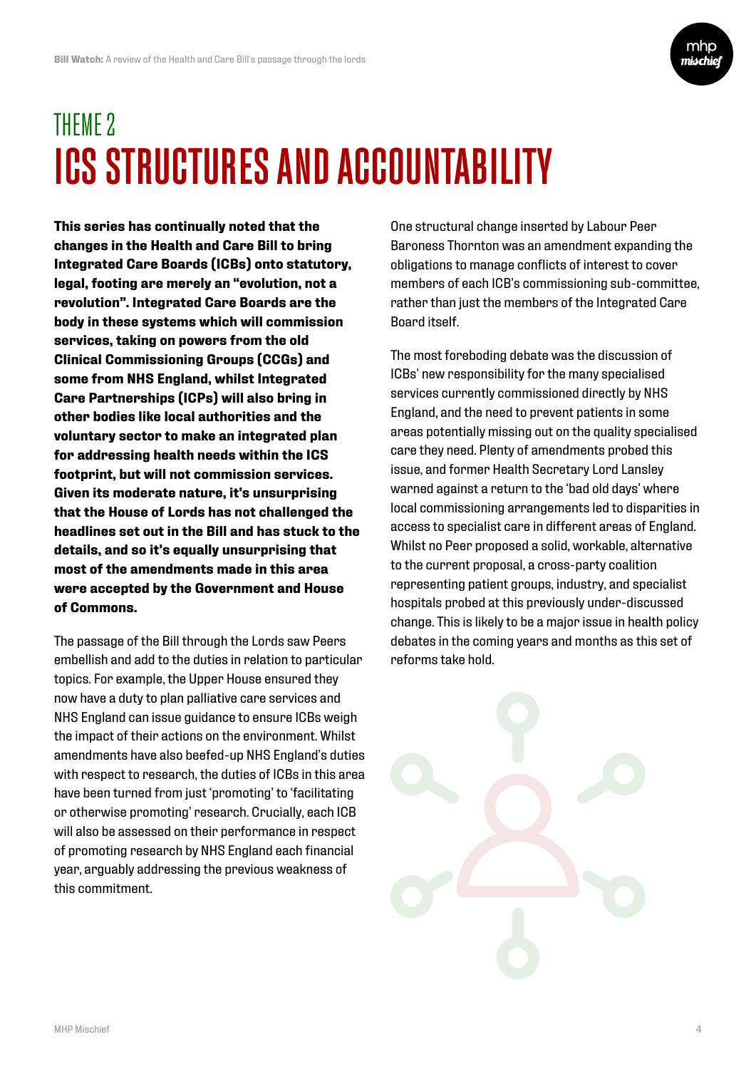# THEME 2

# ICS STRUCTURES AND ACCOUNTABILITY

**This series has continually noted that the changes in the Health and Care Bill to bring Integrated Care Boards (ICBs) onto statutory, legal, footing are merely an "evolution, not a revolution". Integrated Care Boards are the body in these systems which will commission services, taking on powers from the old Clinical Commissioning Groups (CCGs) and some from NHS England, whilst Integrated Care Partnerships (ICPs) will also bring in other bodies like local authorities and the voluntary sector to make an integrated plan for addressing health needs within the ICS footprint, but will not commission services. Given its moderate nature, it's unsurprising that the House of Lords has not challenged the headlines set out in the Bill and has stuck to the details, and so it's equally unsurprising that most of the amendments made in this area were accepted by the Government and House of Commons.**

The passage of the Bill through the Lords saw Peers embellish and add to the duties in relation to particular topics. For example, the Upper House ensured they now have a duty to plan palliative care services and NHS England can issue guidance to ensure ICBs weigh the impact of their actions on the environment. Whilst amendments have also beefed-up NHS England's duties with respect to research, the duties of ICBs in this area have been turned from just 'promoting' to 'facilitating or otherwise promoting' research. Crucially, each ICB will also be assessed on their performance in respect of promoting research by NHS England each financial year, arguably addressing the previous weakness of this commitment.

One structural change inserted by Labour Peer Baroness Thornton was an amendment expanding the obligations to manage conflicts of interest to cover members of each ICB's commissioning sub-committee, rather than just the members of the Integrated Care Board itself.

The most foreboding debate was the discussion of ICBs' new responsibility for the many specialised services currently commissioned directly by NHS England, and the need to prevent patients in some areas potentially missing out on the quality specialised care they need. Plenty of amendments probed this issue, and former Health Secretary Lord Lansley warned against a return to the 'bad old days' where local commissioning arrangements led to disparities in access to specialist care in different areas of England. Whilst no Peer proposed a solid, workable, alternative to the current proposal, a cross-party coalition representing patient groups, industry, and specialist hospitals probed at this previously under-discussed change. This is likely to be a major issue in health policy debates in the coming years and months as this set of reforms take hold.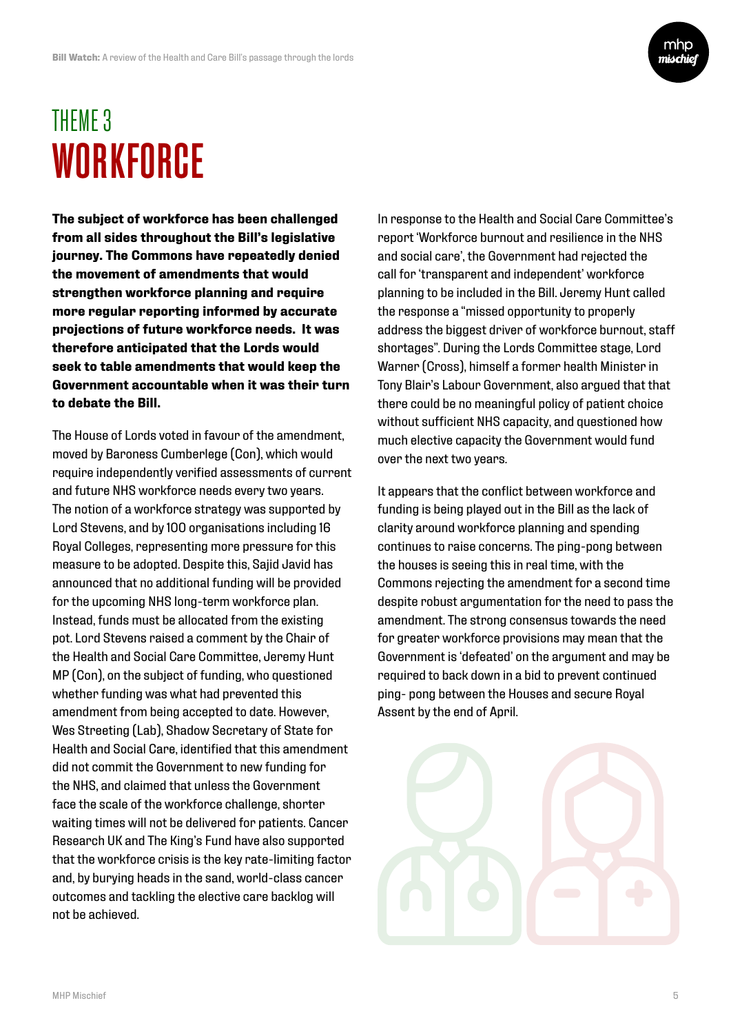## THEME 3

# WORKFORCE

**The subject of workforce has been challenged from all sides throughout the Bill's legislative journey. The Commons have repeatedly denied the movement of amendments that would strengthen workforce planning and require more regular reporting informed by accurate projections of future workforce needs. It was therefore anticipated that the Lords would seek to table amendments that would keep the Government accountable when it was their turn to debate the Bill.**

The House of Lords voted in favour of the amendment, moved by Baroness Cumberlege (Con), which would require independently verified assessments of current and future NHS workforce needs every two years. The notion of a workforce strategy was supported by Lord Stevens, and by 100 organisations including 16 Royal Colleges, representing more pressure for this measure to be adopted. Despite this, Sajid Javid has announced that no additional funding will be provided for the upcoming NHS long-term workforce plan. Instead, funds must be allocated from the existing pot. Lord Stevens raised a comment by the Chair of the Health and Social Care Committee, Jeremy Hunt MP (Con), on the subject of funding, who questioned whether funding was what had prevented this amendment from being accepted to date. However, Wes Streeting (Lab), Shadow Secretary of State for Health and Social Care, identified that this amendment did not commit the Government to new funding for the NHS, and claimed that unless the Government face the scale of the workforce challenge, shorter waiting times will not be delivered for patients. Cancer Research UK and The King's Fund have also supported that the workforce crisis is the key rate-limiting factor and, by burying heads in the sand, world-class cancer outcomes and tackling the elective care backlog will not be achieved.

In response to the Health and Social Care Committee's report 'Workforce burnout and resilience in the NHS and social care', the Government had rejected the call for 'transparent and independent' workforce planning to be included in the Bill. Jeremy Hunt called the response a "missed opportunity to properly address the biggest driver of workforce burnout, staff shortages". During the Lords Committee stage, Lord Warner (Cross), himself a former health Minister in Tony Blair's Labour Government, also argued that that there could be no meaningful policy of patient choice without sufficient NHS capacity, and questioned how much elective capacity the Government would fund over the next two years.

It appears that the conflict between workforce and funding is being played out in the Bill as the lack of clarity around workforce planning and spending continues to raise concerns. The ping-pong between the houses is seeing this in real time, with the Commons rejecting the amendment for a second time despite robust argumentation for the need to pass the amendment. The strong consensus towards the need for greater workforce provisions may mean that the Government is 'defeated' on the argument and may be required to back down in a bid to prevent continued ping- pong between the Houses and secure Royal Assent by the end of April.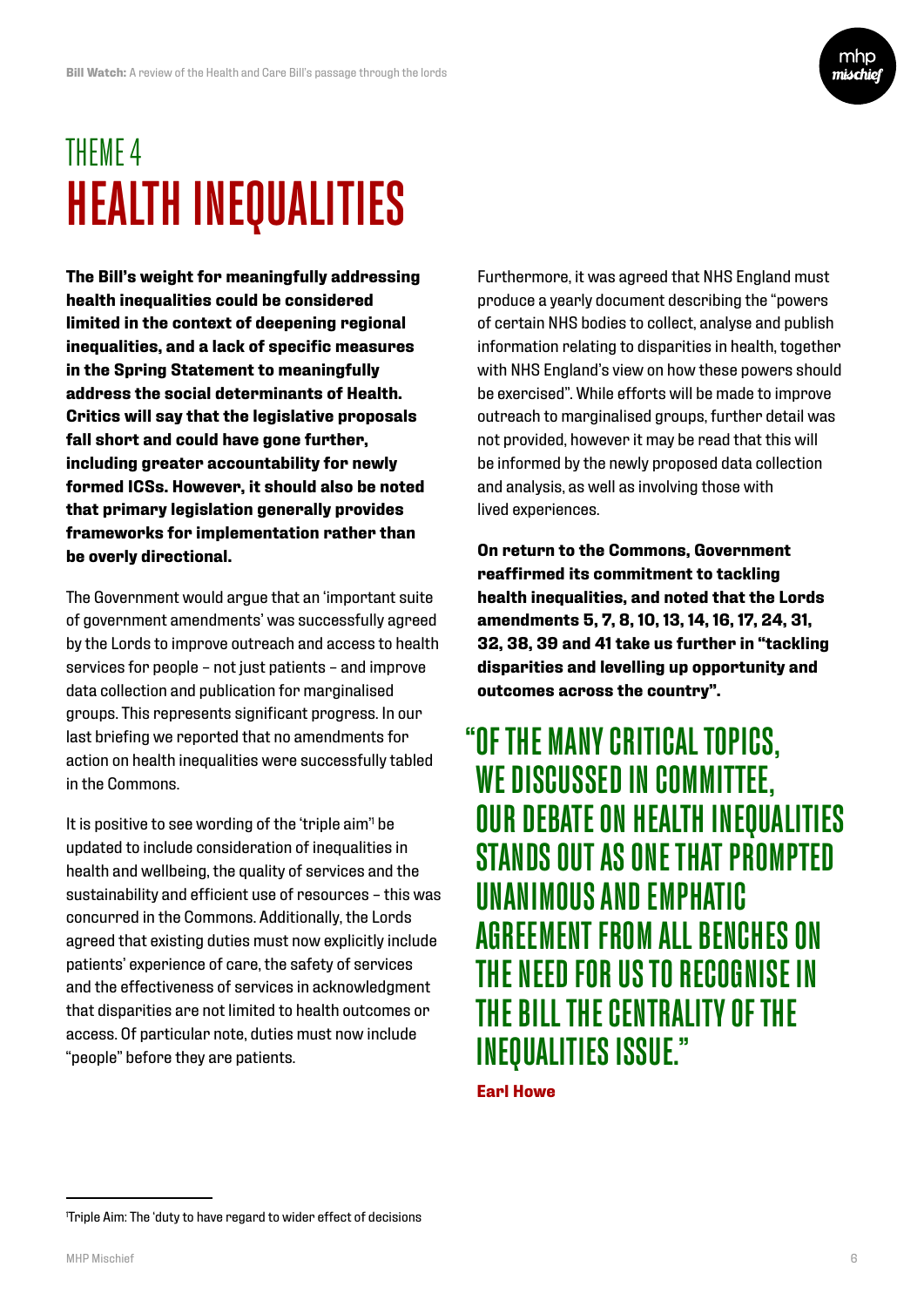# THEME 4
# HEALTH INEQUALITIES

**The Bill's weight for meaningfully addressing health inequalities could be considered limited in the context of deepening regional inequalities, and a lack of specific measures in the Spring Statement to meaningfully address the social determinants of Health. Critics will say that the legislative proposals fall short and could have gone further, including greater accountability for newly formed ICSs. However, it should also be noted that primary legislation generally provides frameworks for implementation rather than be overly directional.**

The Government would argue that an 'important suite of government amendments' was successfully agreed by the Lords to improve outreach and access to health services for people – not just patients – and improve data collection and publication for marginalised groups. This represents significant progress. In our last briefing we reported that no amendments for action on health inequalities were successfully tabled in the Commons.

It is positive to see wording of the 'triple aim'[1] be updated to include consideration of inequalities in health and wellbeing, the quality of services and the sustainability and efficient use of resources – this was concurred in the Commons. Additionally, the Lords agreed that existing duties must now explicitly include patients' experience of care, the safety of services and the effectiveness of services in acknowledgment that disparities are not limited to health outcomes or access. Of particular note, duties must now include "people" before they are patients.

Furthermore, it was agreed that NHS England must produce a yearly document describing the "powers of certain NHS bodies to collect, analyse and publish information relating to disparities in health, together with NHS England's view on how these powers should be exercised". While efforts will be made to improve outreach to marginalised groups, further detail was not provided, however it may be read that this will be informed by the newly proposed data collection and analysis, as well as involving those with lived experiences.

**On return to the Commons, Government reaffirmed its commitment to tackling health inequalities, and noted that the Lords amendments 5, 7, 8, 10, 13, 14, 16, 17, 24, 31, 32, 38, 39 and 41 take us further in "tackling disparities and levelling up opportunity and outcomes across the country".**

> "OF THE MANY CRITICAL TOPICS, WE DISCUSSED IN COMMITTEE, OUR DEBATE ON HEALTH INEQUALITIES STANDS OUT AS ONE THAT PROMPTED UNANIMOUS AND EMPHATIC AGREEMENT FROM ALL BENCHES ON THE NEED FOR US TO RECOGNISE IN THE BILL THE CENTRALITY OF THE INEQUALITIES ISSUE."
>
> **Earl Howe**

---

[1] Triple Aim: The 'duty to have regard to wider effect of decisions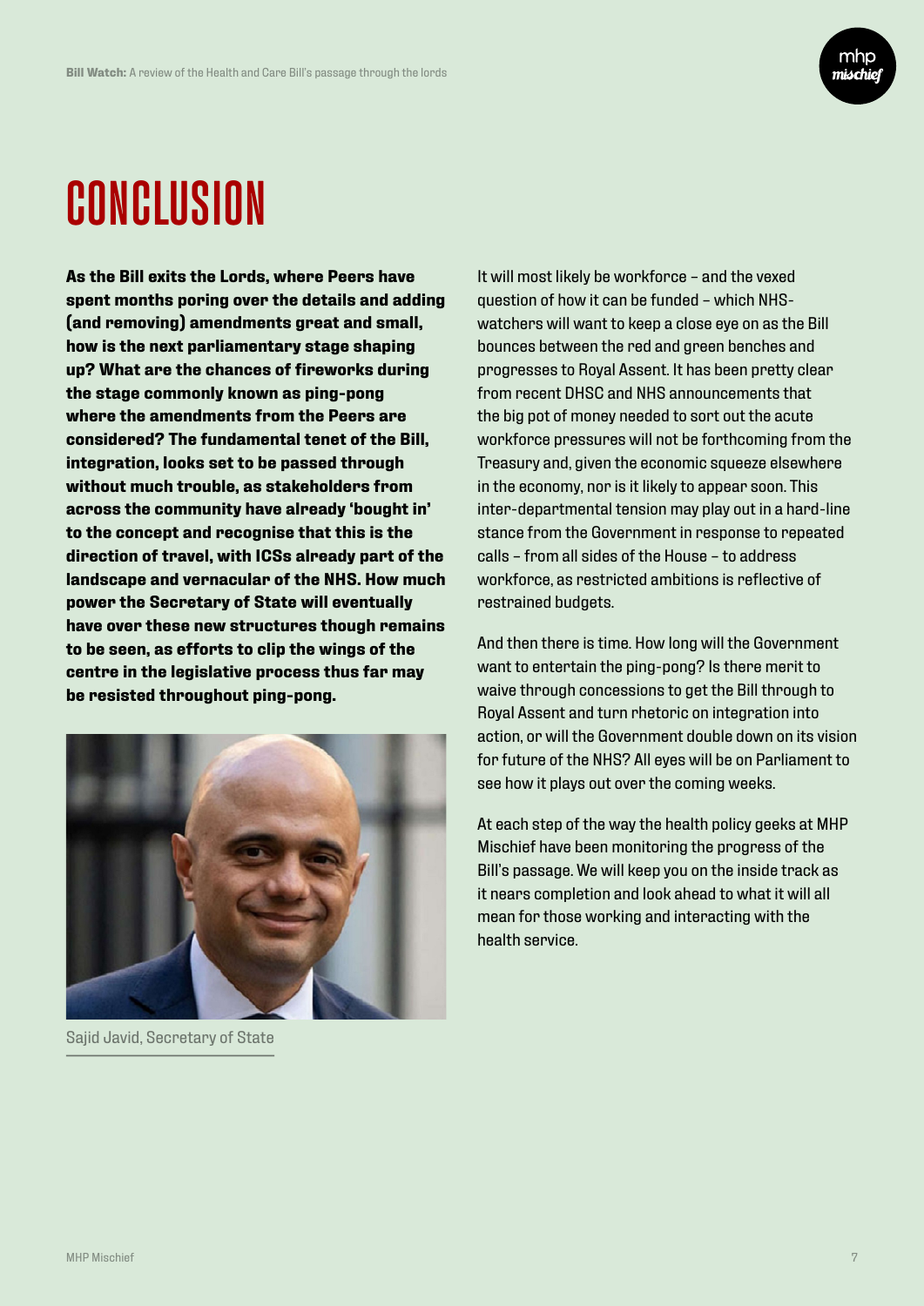# CONCLUSION

**As the Bill exits the Lords, where Peers have spent months poring over the details and adding (and removing) amendments great and small, how is the next parliamentary stage shaping up? What are the chances of fireworks during the stage commonly known as ping-pong where the amendments from the Peers are considered? The fundamental tenet of the Bill, integration, looks set to be passed through without much trouble, as stakeholders from across the community have already 'bought in' to the concept and recognise that this is the direction of travel, with ICSs already part of the landscape and vernacular of the NHS. How much power the Secretary of State will eventually have over these new structures though remains to be seen, as efforts to clip the wings of the centre in the legislative process thus far may be resisted throughout ping-pong.**

Sajid Javid, Secretary of State

It will most likely be workforce – and the vexed question of how it can be funded – which NHS-watchers will want to keep a close eye on as the Bill bounces between the red and green benches and progresses to Royal Assent. It has been pretty clear from recent DHSC and NHS announcements that the big pot of money needed to sort out the acute workforce pressures will not be forthcoming from the Treasury and, given the economic squeeze elsewhere in the economy, nor is it likely to appear soon. This inter-departmental tension may play out in a hard-line stance from the Government in response to repeated calls – from all sides of the House – to address workforce, as restricted ambitions is reflective of restrained budgets.

And then there is time. How long will the Government want to entertain the ping-pong? Is there merit to waive through concessions to get the Bill through to Royal Assent and turn rhetoric on integration into action, or will the Government double down on its vision for future of the NHS? All eyes will be on Parliament to see how it plays out over the coming weeks.

At each step of the way the health policy geeks at MHP Mischief have been monitoring the progress of the Bill's passage. We will keep you on the inside track as it nears completion and look ahead to what it will all mean for those working and interacting with the health service.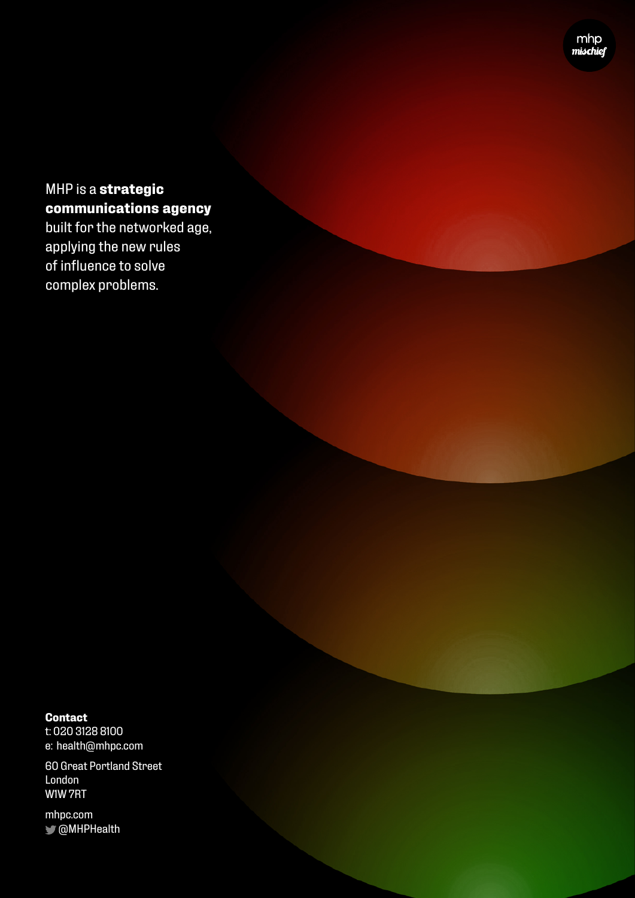mhp mischief

MHP is a **strategic communications agency** built for the networked age, applying the new rules of influence to solve complex problems.

**Contact**
t: 020 3128 8100
e: health@mhpc.com

60 Great Portland Street
London
W1W 7RT

mhpc.com
@MHPHealth